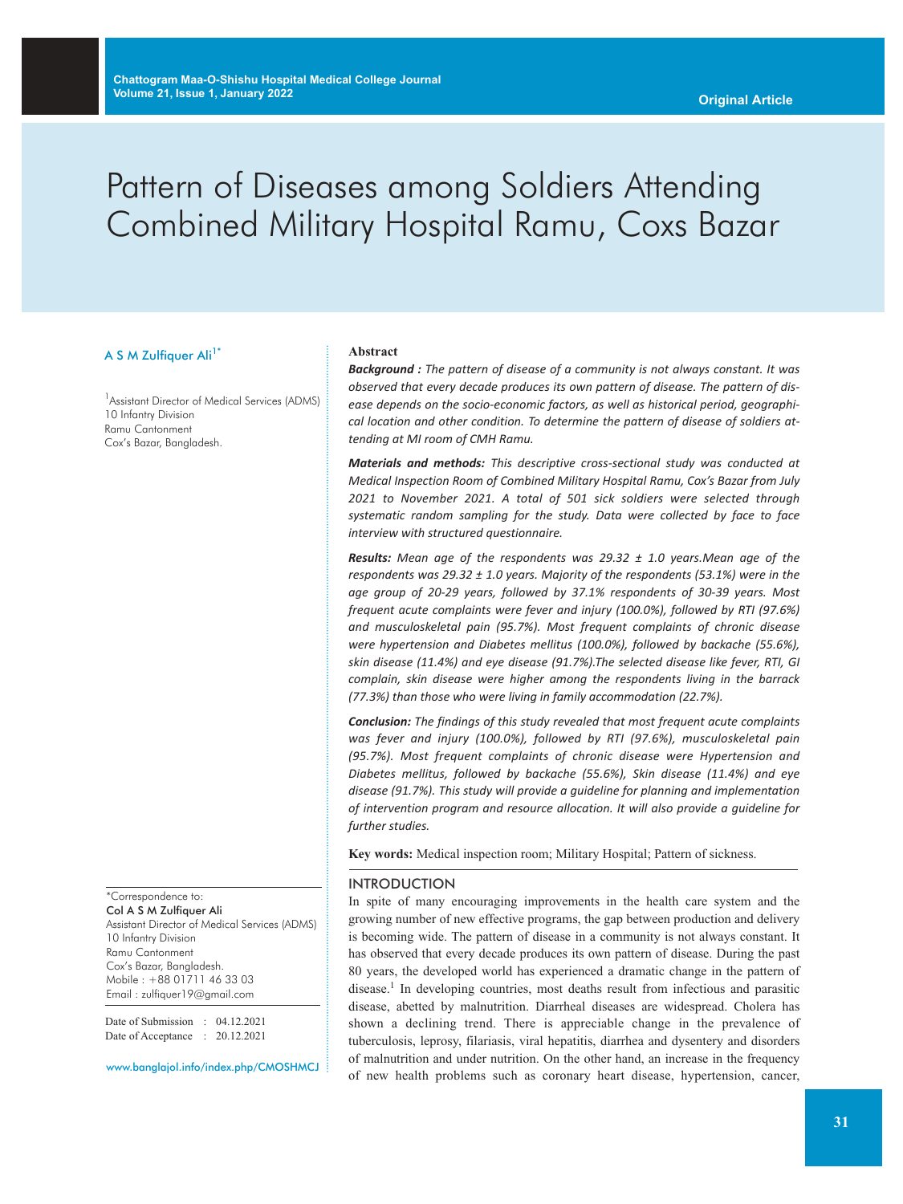Original Article

# Pattern of Diseases among Soldiers Attending Combined Military Hospital Ramu, Coxs Bazar

A S M Zulfiquer Ali[1*]

[1]Assistant Director of Medical Services (ADMS)
10 Infantry Division
Ramu Cantonment
Cox's Bazar, Bangladesh.

## Abstract

***Background :*** *The pattern of disease of a community is not always constant. It was observed that every decade produces its own pattern of disease. The pattern of disease depends on the socio-economic factors, as well as historical period, geographical location and other condition. To determine the pattern of disease of soldiers attending at MI room of CMH Ramu.*

***Materials and methods:*** *This descriptive cross-sectional study was conducted at Medical Inspection Room of Combined Military Hospital Ramu, Cox's Bazar from July 2021 to November 2021. A total of 501 sick soldiers were selected through systematic random sampling for the study. Data were collected by face to face interview with structured questionnaire.*

***Results:*** *Mean age of the respondents was 29.32 ± 1.0 years.Mean age of the respondents was 29.32 ± 1.0 years. Majority of the respondents (53.1%) were in the age group of 20-29 years, followed by 37.1% respondents of 30-39 years. Most frequent acute complaints were fever and injury (100.0%), followed by RTI (97.6%) and musculoskeletal pain (95.7%). Most frequent complaints of chronic disease were hypertension and Diabetes mellitus (100.0%), followed by backache (55.6%), skin disease (11.4%) and eye disease (91.7%).The selected disease like fever, RTI, GI complain, skin disease were higher among the respondents living in the barrack (77.3%) than those who were living in family accommodation (22.7%).*

***Conclusion:*** *The findings of this study revealed that most frequent acute complaints was fever and injury (100.0%), followed by RTI (97.6%), musculoskeletal pain (95.7%). Most frequent complaints of chronic disease were Hypertension and Diabetes mellitus, followed by backache (55.6%), Skin disease (11.4%) and eye disease (91.7%). This study will provide a guideline for planning and implementation of intervention program and resource allocation. It will also provide a guideline for further studies.*

**Key words:** Medical inspection room; Military Hospital; Pattern of sickness.

## INTRODUCTION

In spite of many encouraging improvements in the health care system and the growing number of new effective programs, the gap between production and delivery is becoming wide. The pattern of disease in a community is not always constant. It has observed that every decade produces its own pattern of disease. During the past 80 years, the developed world has experienced a dramatic change in the pattern of disease.[1] In developing countries, most deaths result from infectious and parasitic disease, abetted by malnutrition. Diarrheal diseases are widespread. Cholera has shown a declining trend. There is appreciable change in the prevalence of tuberculosis, leprosy, filariasis, viral hepatitis, diarrhea and dysentery and disorders of malnutrition and under nutrition. On the other hand, an increase in the frequency of new health problems such as coronary heart disease, hypertension, cancer,

*Correspondence to:
**Col A S M Zulfiquer Ali**
Assistant Director of Medical Services (ADMS)
10 Infantry Division
Ramu Cantonment
Cox's Bazar, Bangladesh.
Mobile : +88 01711 46 33 03
Email : zulfiquer19@gmail.com

Date of Submission : 04.12.2021
Date of Acceptance : 20.12.2021

www.banglajol.info/index.php/CMOSHMCJ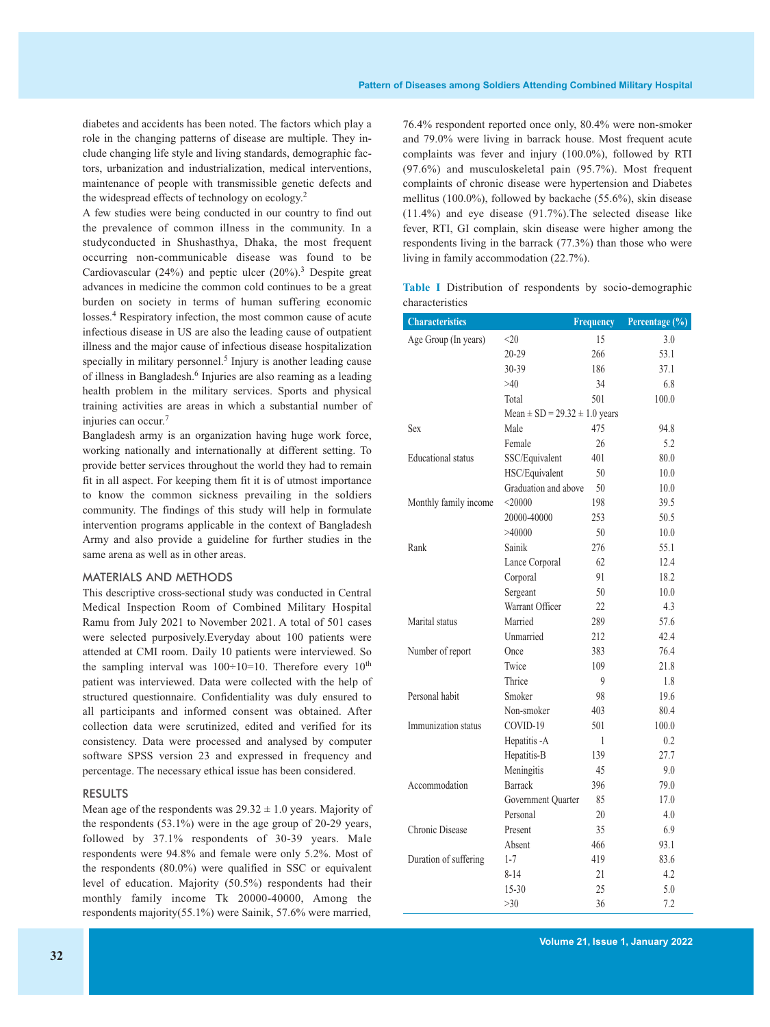diabetes and accidents has been noted. The factors which play a role in the changing patterns of disease are multiple. They include changing life style and living standards, demographic factors, urbanization and industrialization, medical interventions, maintenance of people with transmissible genetic defects and the widespread effects of technology on ecology.[2]

A few studies were being conducted in our country to find out the prevalence of common illness in the community. In a studyconducted in Shushasthya, Dhaka, the most frequent occurring non-communicable disease was found to be Cardiovascular (24%) and peptic ulcer (20%).[3] Despite great advances in medicine the common cold continues to be a great burden on society in terms of human suffering economic losses.[4] Respiratory infection, the most common cause of acute infectious disease in US are also the leading cause of outpatient illness and the major cause of infectious disease hospitalization specially in military personnel.[5] Injury is another leading cause of illness in Bangladesh.[6] Injuries are also reaming as a leading health problem in the military services. Sports and physical training activities are areas in which a substantial number of injuries can occur.[7]

Bangladesh army is an organization having huge work force, working nationally and internationally at different setting. To provide better services throughout the world they had to remain fit in all aspect. For keeping them fit it is of utmost importance to know the common sickness prevailing in the soldiers community. The findings of this study will help in formulate intervention programs applicable in the context of Bangladesh Army and also provide a guideline for further studies in the same arena as well as in other areas.

## MATERIALS AND METHODS

This descriptive cross-sectional study was conducted in Central Medical Inspection Room of Combined Military Hospital Ramu from July 2021 to November 2021. A total of 501 cases were selected purposively.Everyday about 100 patients were attended at CMI room. Daily 10 patients were interviewed. So the sampling interval was 100÷10=10. Therefore every 10th patient was interviewed. Data were collected with the help of structured questionnaire. Confidentiality was duly ensured to all participants and informed consent was obtained. After collection data were scrutinized, edited and verified for its consistency. Data were processed and analysed by computer software SPSS version 23 and expressed in frequency and percentage. The necessary ethical issue has been considered.

## RESULTS

Mean age of the respondents was 29.32 ± 1.0 years. Majority of the respondents (53.1%) were in the age group of 20-29 years, followed by 37.1% respondents of 30-39 years. Male respondents were 94.8% and female were only 5.2%. Most of the respondents (80.0%) were qualified in SSC or equivalent level of education. Majority (50.5%) respondents had their monthly family income Tk 20000-40000, Among the respondents majority(55.1%) were Sainik, 57.6% were married, 76.4% respondent reported once only, 80.4% were non-smoker and 79.0% were living in barrack house. Most frequent acute complaints was fever and injury (100.0%), followed by RTI (97.6%) and musculoskeletal pain (95.7%). Most frequent complaints of chronic disease were hypertension and Diabetes mellitus (100.0%), followed by backache (55.6%), skin disease (11.4%) and eye disease (91.7%).The selected disease like fever, RTI, GI complain, skin disease were higher among the respondents living in the barrack (77.3%) than those who were living in family accommodation (22.7%).

**Table I** Distribution of respondents by socio-demographic characteristics

| Characteristics | | Frequency | Percentage (%) |
|---|---|---|---|
| Age Group (In years) | <20 | 15 | 3.0 |
| | 20-29 | 266 | 53.1 |
| | 30-39 | 186 | 37.1 |
| | >40 | 34 | 6.8 |
| | Total | 501 | 100.0 |
| | Mean ± SD = 29.32 ± 1.0 years | | |
| Sex | Male | 475 | 94.8 |
| | Female | 26 | 5.2 |
| Educational status | SSC/Equivalent | 401 | 80.0 |
| | HSC/Equivalent | 50 | 10.0 |
| | Graduation and above | 50 | 10.0 |
| Monthly family income | <20000 | 198 | 39.5 |
| | 20000-40000 | 253 | 50.5 |
| | >40000 | 50 | 10.0 |
| Rank | Sainik | 276 | 55.1 |
| | Lance Corporal | 62 | 12.4 |
| | Corporal | 91 | 18.2 |
| | Sergeant | 50 | 10.0 |
| | Warrant Officer | 22 | 4.3 |
| Marital status | Married | 289 | 57.6 |
| | Unmarried | 212 | 42.4 |
| Number of report | Once | 383 | 76.4 |
| | Twice | 109 | 21.8 |
| | Thrice | 9 | 1.8 |
| Personal habit | Smoker | 98 | 19.6 |
| | Non-smoker | 403 | 80.4 |
| Immunization status | COVID-19 | 501 | 100.0 |
| | Hepatitis -A | 1 | 0.2 |
| | Hepatitis-B | 139 | 27.7 |
| | Meningitis | 45 | 9.0 |
| Accommodation | Barrack | 396 | 79.0 |
| | Government Quarter | 85 | 17.0 |
| | Personal | 20 | 4.0 |
| Chronic Disease | Present | 35 | 6.9 |
| | Absent | 466 | 93.1 |
| Duration of suffering | 1-7 | 419 | 83.6 |
| | 8-14 | 21 | 4.2 |
| | 15-30 | 25 | 5.0 |
| | >30 | 36 | 7.2 |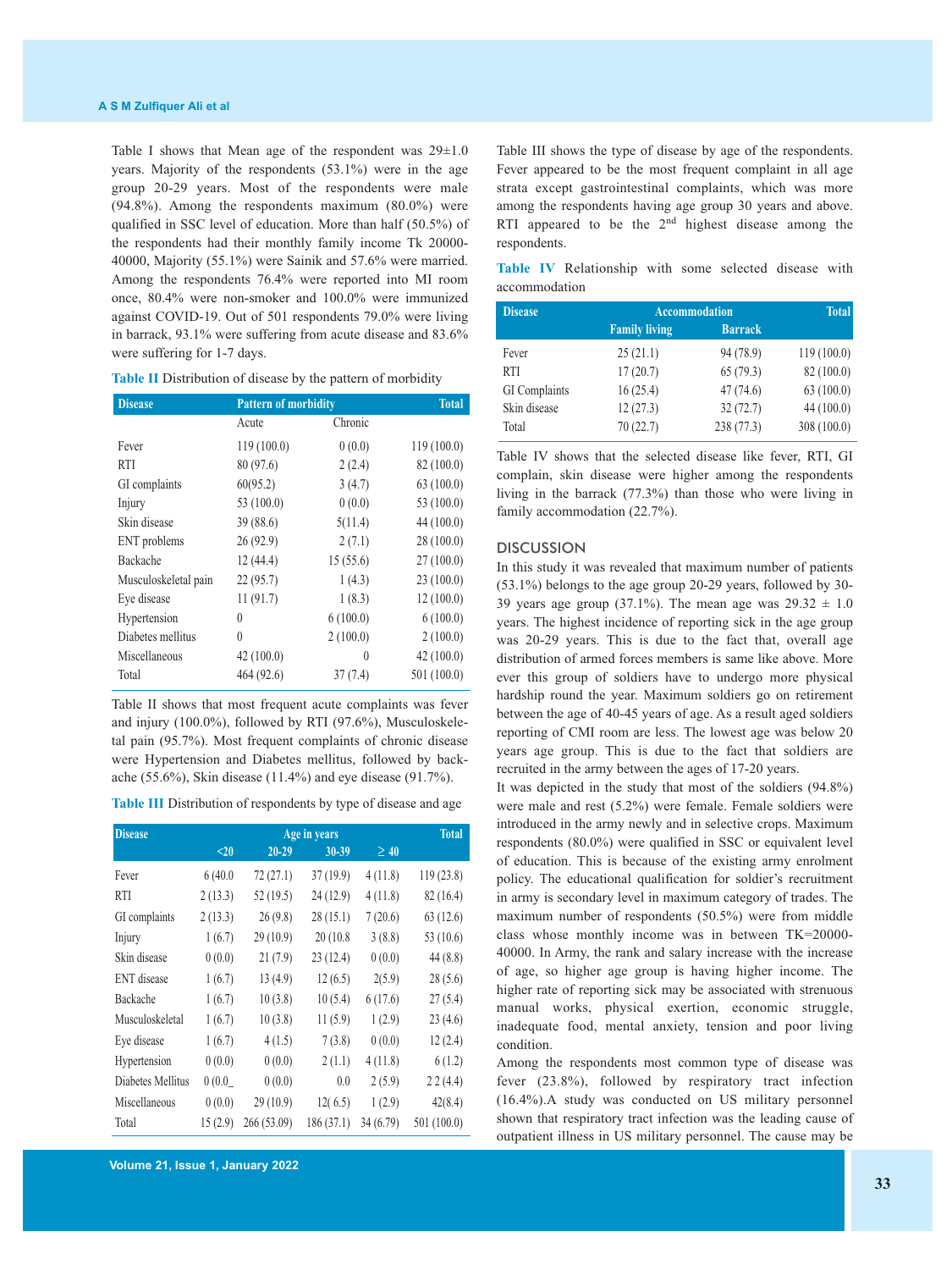Table I shows that Mean age of the respondent was 29±1.0 years. Majority of the respondents (53.1%) were in the age group 20-29 years. Most of the respondents were male (94.8%). Among the respondents maximum (80.0%) were qualified in SSC level of education. More than half (50.5%) of the respondents had their monthly family income Tk 20000-40000, Majority (55.1%) were Sainik and 57.6% were married. Among the respondents 76.4% were reported into MI room once, 80.4% were non-smoker and 100.0% were immunized against COVID-19. Out of 501 respondents 79.0% were living in barrack, 93.1% were suffering from acute disease and 83.6% were suffering for 1-7 days.

**Table II** Distribution of disease by the pattern of morbidity

| Disease | Pattern of morbidity | | Total |
|---|---|---|---|
| | Acute | Chronic | |
| Fever | 119 (100.0) | 0 (0.0) | 119 (100.0) |
| RTI | 80 (97.6) | 2 (2.4) | 82 (100.0) |
| GI complaints | 60(95.2) | 3 (4.7) | 63 (100.0) |
| Injury | 53 (100.0) | 0 (0.0) | 53 (100.0) |
| Skin disease | 39 (88.6) | 5(11.4) | 44 (100.0) |
| ENT problems | 26 (92.9) | 2 (7.1) | 28 (100.0) |
| Backache | 12 (44.4) | 15 (55.6) | 27 (100.0) |
| Musculoskeletal pain | 22 (95.7) | 1 (4.3) | 23 (100.0) |
| Eye disease | 11 (91.7) | 1 (8.3) | 12 (100.0) |
| Hypertension | 0 | 6 (100.0) | 6 (100.0) |
| Diabetes mellitus | 0 | 2 (100.0) | 2 (100.0) |
| Miscellaneous | 42 (100.0) | 0 | 42 (100.0) |
| Total | 464 (92.6) | 37 (7.4) | 501 (100.0) |

Table II shows that most frequent acute complaints was fever and injury (100.0%), followed by RTI (97.6%), Musculoskeletal pain (95.7%). Most frequent complaints of chronic disease were Hypertension and Diabetes mellitus, followed by backache (55.6%), Skin disease (11.4%) and eye disease (91.7%).

**Table III** Distribution of respondents by type of disease and age

| Disease | Age in years | | | | Total |
|---|---|---|---|---|---|
| | <20 | 20-29 | 30-39 | ≥ 40 | |
| Fever | 6 (40.0 | 72 (27.1) | 37 (19.9) | 4 (11.8) | 119 (23.8) |
| RTI | 2 (13.3) | 52 (19.5) | 24 (12.9) | 4 (11.8) | 82 (16.4) |
| GI complaints | 2 (13.3) | 26 (9.8) | 28 (15.1) | 7 (20.6) | 63 (12.6) |
| Injury | 1 (6.7) | 29 (10.9) | 20 (10.8 | 3 (8.8) | 53 (10.6) |
| Skin disease | 0 (0.0) | 21 (7.9) | 23 (12.4) | 0 (0.0) | 44 (8.8) |
| ENT disease | 1 (6.7) | 13 (4.9) | 12 (6.5) | 2(5.9) | 28 (5.6) |
| Backache | 1 (6.7) | 10 (3.8) | 10 (5.4) | 6 (17.6) | 27 (5.4) |
| Musculoskeletal | 1 (6.7) | 10 (3.8) | 11 (5.9) | 1 (2.9) | 23 (4.6) |
| Eye disease | 1 (6.7) | 4 (1.5) | 7 (3.8) | 0 (0.0) | 12 (2.4) |
| Hypertension | 0 (0.0) | 0 (0.0) | 2 (1.1) | 4 (11.8) | 6 (1.2) |
| Diabetes Mellitus | 0 (0.0_ | 0 (0.0) | 0.0 | 2 (5.9) | 2 2 (4.4) |
| Miscellaneous | 0 (0.0) | 29 (10.9) | 12( 6.5) | 1 (2.9) | 42(8.4) |
| Total | 15 (2.9) | 266 (53.09) | 186 (37.1) | 34 (6.79) | 501 (100.0) |

Table III shows the type of disease by age of the respondents. Fever appeared to be the most frequent complaint in all age strata except gastrointestinal complaints, which was more among the respondents having age group 30 years and above. RTI appeared to be the 2nd highest disease among the respondents.

**Table IV** Relationship with some selected disease with accommodation

| Disease | Accommodation | | Total |
|---|---|---|---|
| | Family living | Barrack | |
| Fever | 25 (21.1) | 94 (78.9) | 119 (100.0) |
| RTI | 17 (20.7) | 65 (79.3) | 82 (100.0) |
| GI Complaints | 16 (25.4) | 47 (74.6) | 63 (100.0) |
| Skin disease | 12 (27.3) | 32 (72.7) | 44 (100.0) |
| Total | 70 (22.7) | 238 (77.3) | 308 (100.0) |

Table IV shows that the selected disease like fever, RTI, GI complain, skin disease were higher among the respondents living in the barrack (77.3%) than those who were living in family accommodation (22.7%).

## DISCUSSION

In this study it was revealed that maximum number of patients (53.1%) belongs to the age group 20-29 years, followed by 30-39 years age group (37.1%). The mean age was 29.32 ± 1.0 years. The highest incidence of reporting sick in the age group was 20-29 years. This is due to the fact that, overall age distribution of armed forces members is same like above. More ever this group of soldiers have to undergo more physical hardship round the year. Maximum soldiers go on retirement between the age of 40-45 years of age. As a result aged soldiers reporting of CMI room are less. The lowest age was below 20 years age group. This is due to the fact that soldiers are recruited in the army between the ages of 17-20 years.

It was depicted in the study that most of the soldiers (94.8%) were male and rest (5.2%) were female. Female soldiers were introduced in the army newly and in selective crops. Maximum respondents (80.0%) were qualified in SSC or equivalent level of education. This is because of the existing army enrolment policy. The educational qualification for soldier's recruitment in army is secondary level in maximum category of trades. The maximum number of respondents (50.5%) were from middle class whose monthly income was in between TK=20000-40000. In Army, the rank and salary increase with the increase of age, so higher age group is having higher income. The higher rate of reporting sick may be associated with strenuous manual works, physical exertion, economic struggle, inadequate food, mental anxiety, tension and poor living condition.

Among the respondents most common type of disease was fever (23.8%), followed by respiratory tract infection (16.4%).A study was conducted on US military personnel shown that respiratory tract infection was the leading cause of outpatient illness in US military personnel. The cause may be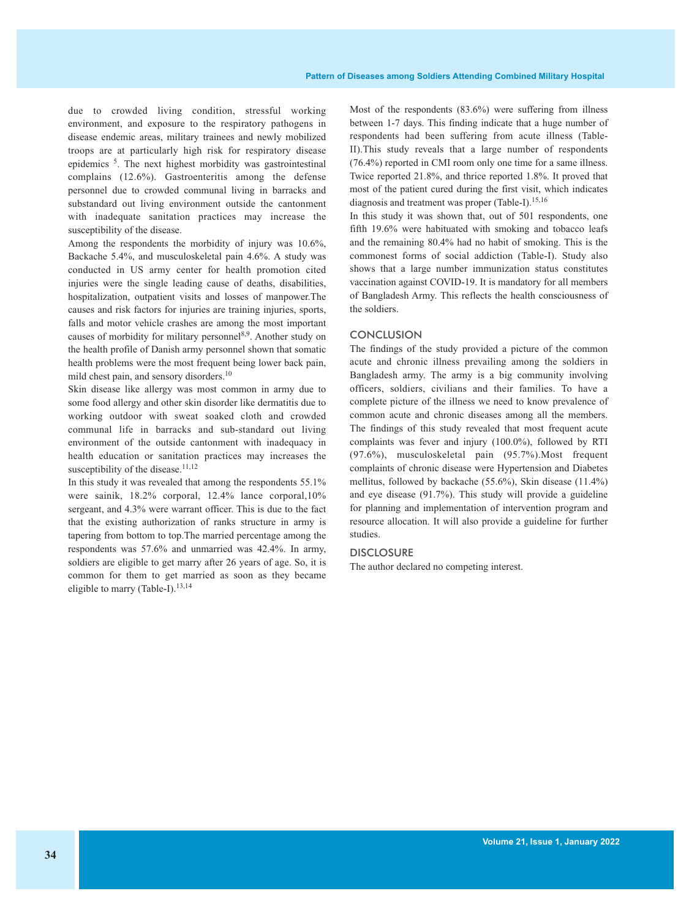due to crowded living condition, stressful working environment, and exposure to the respiratory pathogens in disease endemic areas, military trainees and newly mobilized troops are at particularly high risk for respiratory disease epidemics [5]. The next highest morbidity was gastrointestinal complains (12.6%). Gastroenteritis among the defense personnel due to crowded communal living in barracks and substandard out living environment outside the cantonment with inadequate sanitation practices may increase the susceptibility of the disease.

Among the respondents the morbidity of injury was 10.6%, Backache 5.4%, and musculoskeletal pain 4.6%. A study was conducted in US army center for health promotion cited injuries were the single leading cause of deaths, disabilities, hospitalization, outpatient visits and losses of manpower.The causes and risk factors for injuries are training injuries, sports, falls and motor vehicle crashes are among the most important causes of morbidity for military personnel[8,9]. Another study on the health profile of Danish army personnel shown that somatic health problems were the most frequent being lower back pain, mild chest pain, and sensory disorders.[10]

Skin disease like allergy was most common in army due to some food allergy and other skin disorder like dermatitis due to working outdoor with sweat soaked cloth and crowded communal life in barracks and sub-standard out living environment of the outside cantonment with inadequacy in health education or sanitation practices may increases the susceptibility of the disease.[11,12]

In this study it was revealed that among the respondents 55.1% were sainik, 18.2% corporal, 12.4% lance corporal,10% sergeant, and 4.3% were warrant officer. This is due to the fact that the existing authorization of ranks structure in army is tapering from bottom to top.The married percentage among the respondents was 57.6% and unmarried was 42.4%. In army, soldiers are eligible to get marry after 26 years of age. So, it is common for them to get married as soon as they became eligible to marry (Table-I).[13,14]

Most of the respondents (83.6%) were suffering from illness between 1-7 days. This finding indicate that a huge number of respondents had been suffering from acute illness (Table-II).This study reveals that a large number of respondents (76.4%) reported in CMI room only one time for a same illness. Twice reported 21.8%, and thrice reported 1.8%. It proved that most of the patient cured during the first visit, which indicates diagnosis and treatment was proper (Table-I).[15,16]

In this study it was shown that, out of 501 respondents, one fifth 19.6% were habituated with smoking and tobacco leafs and the remaining 80.4% had no habit of smoking. This is the commonest forms of social addiction (Table-I). Study also shows that a large number immunization status constitutes vaccination against COVID-19. It is mandatory for all members of Bangladesh Army. This reflects the health consciousness of the soldiers.

## CONCLUSION

The findings of the study provided a picture of the common acute and chronic illness prevailing among the soldiers in Bangladesh army. The army is a big community involving officers, soldiers, civilians and their families. To have a complete picture of the illness we need to know prevalence of common acute and chronic diseases among all the members. The findings of this study revealed that most frequent acute complaints was fever and injury (100.0%), followed by RTI (97.6%), musculoskeletal pain (95.7%).Most frequent complaints of chronic disease were Hypertension and Diabetes mellitus, followed by backache (55.6%), Skin disease (11.4%) and eye disease (91.7%). This study will provide a guideline for planning and implementation of intervention program and resource allocation. It will also provide a guideline for further studies.

## DISCLOSURE

The author declared no competing interest.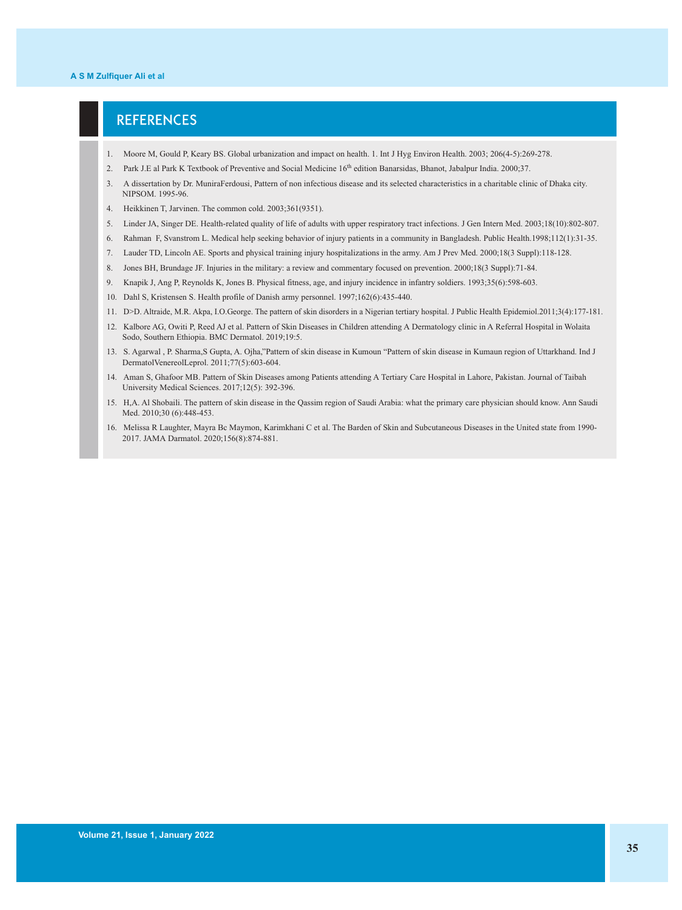# REFERENCES

1. Moore M, Gould P, Keary BS. Global urbanization and impact on health. 1. Int J Hyg Environ Health. 2003; 206(4-5):269-278.
2. Park J.E al Park K Textbook of Preventive and Social Medicine 16th edition Banarsidas, Bhanot, Jabalpur India. 2000;37.
3. A dissertation by Dr. MuniraFerdousi, Pattern of non infectious disease and its selected characteristics in a charitable clinic of Dhaka city. NIPSOM. 1995-96.
4. Heikkinen T, Jarvinen. The common cold. 2003;361(9351).
5. Linder JA, Singer DE. Health-related quality of life of adults with upper respiratory tract infections. J Gen Intern Med. 2003;18(10):802-807.
6. Rahman F, Svanstrom L. Medical help seeking behavior of injury patients in a community in Bangladesh. Public Health.1998;112(1):31-35.
7. Lauder TD, Lincoln AE. Sports and physical training injury hospitalizations in the army. Am J Prev Med. 2000;18(3 Suppl):118-128.
8. Jones BH, Brundage JF. Injuries in the military: a review and commentary focused on prevention. 2000;18(3 Suppl):71-84.
9. Knapik J, Ang P, Reynolds K, Jones B. Physical fitness, age, and injury incidence in infantry soldiers. 1993;35(6):598-603.
10. Dahl S, Kristensen S. Health profile of Danish army personnel. 1997;162(6):435-440.
11. D>D. Altraide, M.R. Akpa, I.O.George. The pattern of skin disorders in a Nigerian tertiary hospital. J Public Health Epidemiol.2011;3(4):177-181.
12. Kalbore AG, Owiti P, Reed AJ et al. Pattern of Skin Diseases in Children attending A Dermatology clinic in A Referral Hospital in Wolaita Sodo, Southern Ethiopia. BMC Dermatol. 2019;19:5.
13. S. Agarwal , P. Sharma,S Gupta, A. Ojha,"Pattern of skin disease in Kumoun "Pattern of skin disease in Kumaun region of Uttarkhand. Ind J DermatolVenereolLeprol. 2011;77(5):603-604.
14. Aman S, Ghafoor MB. Pattern of Skin Diseases among Patients attending A Tertiary Care Hospital in Lahore, Pakistan. Journal of Taibah University Medical Sciences. 2017;12(5): 392-396.
15. H,A. Al Shobaili. The pattern of skin disease in the Qassim region of Saudi Arabia: what the primary care physician should know. Ann Saudi Med. 2010;30 (6):448-453.
16. Melissa R Laughter, Mayra Bc Maymon, Karimkhani C et al. The Barden of Skin and Subcutaneous Diseases in the United state from 1990-2017. JAMA Darmatol. 2020;156(8):874-881.